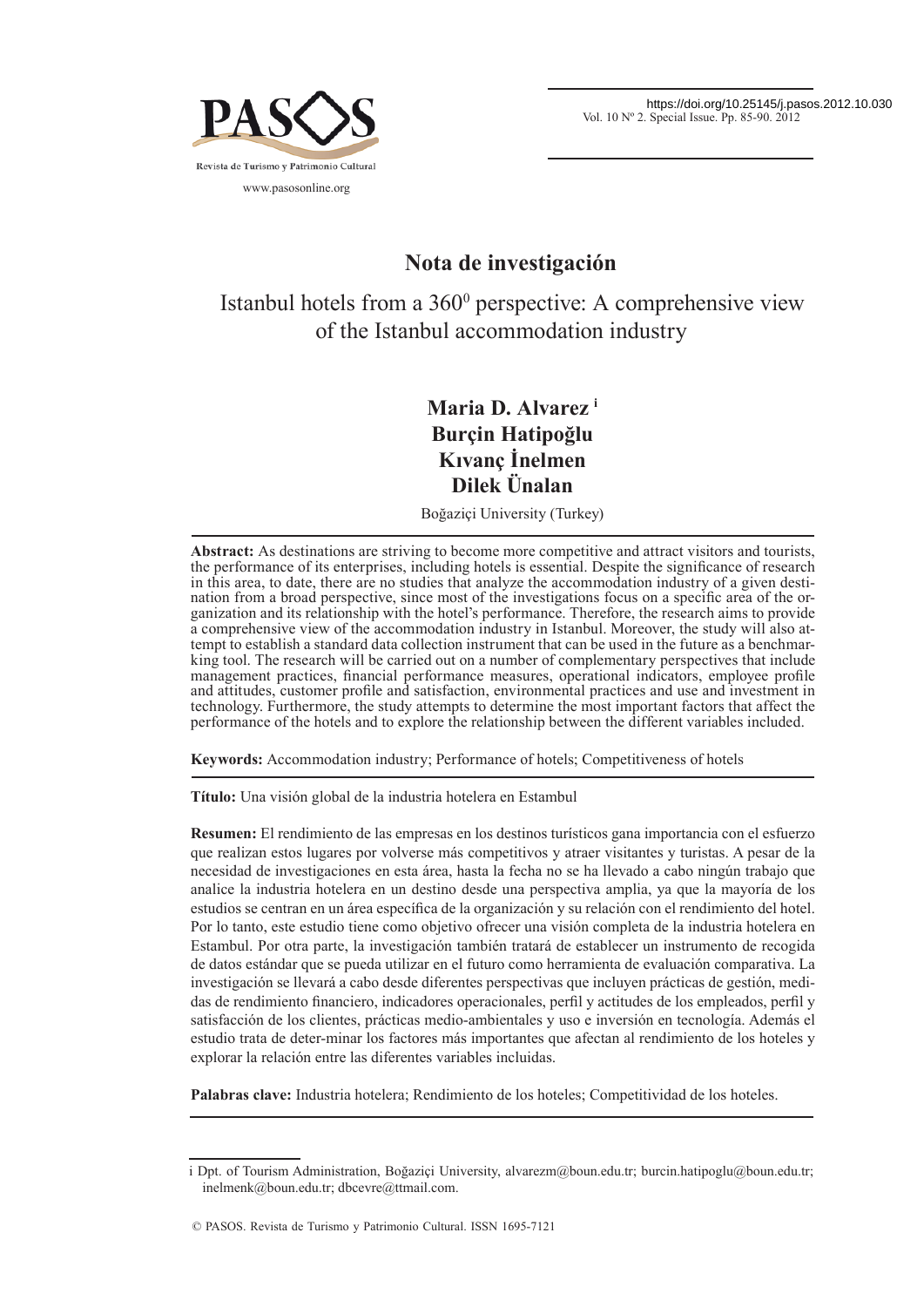## Nota de investigación

# Istanbul hotels from a 360$^{0}$ perspective: A comprehensive view of the Istanbul accommodation industry

**Maria D. Alvarez** [i]
**Burçin Hatipoğlu**
**Kıvanç İnelmen**
**Dilek Ünalan**

Boğaziçi University (Turkey)

**Abstract:** As destinations are striving to become more competitive and attract visitors and tourists, the performance of its enterprises, including hotels is essential. Despite the significance of research in this area, to date, there are no studies that analyze the accommodation industry of a given destination from a broad perspective, since most of the investigations focus on a specific area of the organization and its relationship with the hotel's performance. Therefore, the research aims to provide a comprehensive view of the accommodation industry in Istanbul. Moreover, the study will also attempt to establish a standard data collection instrument that can be used in the future as a benchmarking tool. The research will be carried out on a number of complementary perspectives that include management practices, financial performance measures, operational indicators, employee profile and attitudes, customer profile and satisfaction, environmental practices and use and investment in technology. Furthermore, the study attempts to determine the most important factors that affect the performance of the hotels and to explore the relationship between the different variables included.

**Keywords:** Accommodation industry; Performance of hotels; Competitiveness of hotels

**Título:** Una visión global de la industria hotelera en Estambul

**Resumen:** El rendimiento de las empresas en los destinos turísticos gana importancia con el esfuerzo que realizan estos lugares por volverse más competitivos y atraer visitantes y turistas. A pesar de la necesidad de investigaciones en esta área, hasta la fecha no se ha llevado a cabo ningún trabajo que analice la industria hotelera en un destino desde una perspectiva amplia, ya que la mayoría de los estudios se centran en un área específica de la organización y su relación con el rendimiento del hotel. Por lo tanto, este estudio tiene como objetivo ofrecer una visión completa de la industria hotelera en Estambul. Por otra parte, la investigación también tratará de establecer un instrumento de recogida de datos estándar que se pueda utilizar en el futuro como herramienta de evaluación comparativa. La investigación se llevará a cabo desde diferentes perspectivas que incluyen prácticas de gestión, medidas de rendimiento financiero, indicadores operacionales, perfil y actitudes de los empleados, perfil y satisfacción de los clientes, prácticas medio-ambientales y uso e inversión en tecnología. Además el estudio trata de deter-minar los factores más importantes que afectan al rendimiento de los hoteles y explorar la relación entre las diferentes variables incluidas.

**Palabras clave:** Industria hotelera; Rendimiento de los hoteles; Competitividad de los hoteles.

---

[i] Dpt. of Tourism Administration, Boğaziçi University, alvarezm@boun.edu.tr; burcin.hatipoglu@boun.edu.tr; inelmenk@boun.edu.tr; dbcevre@ttmail.com.

© PASOS. Revista de Turismo y Patrimonio Cultural. ISSN 1695-7121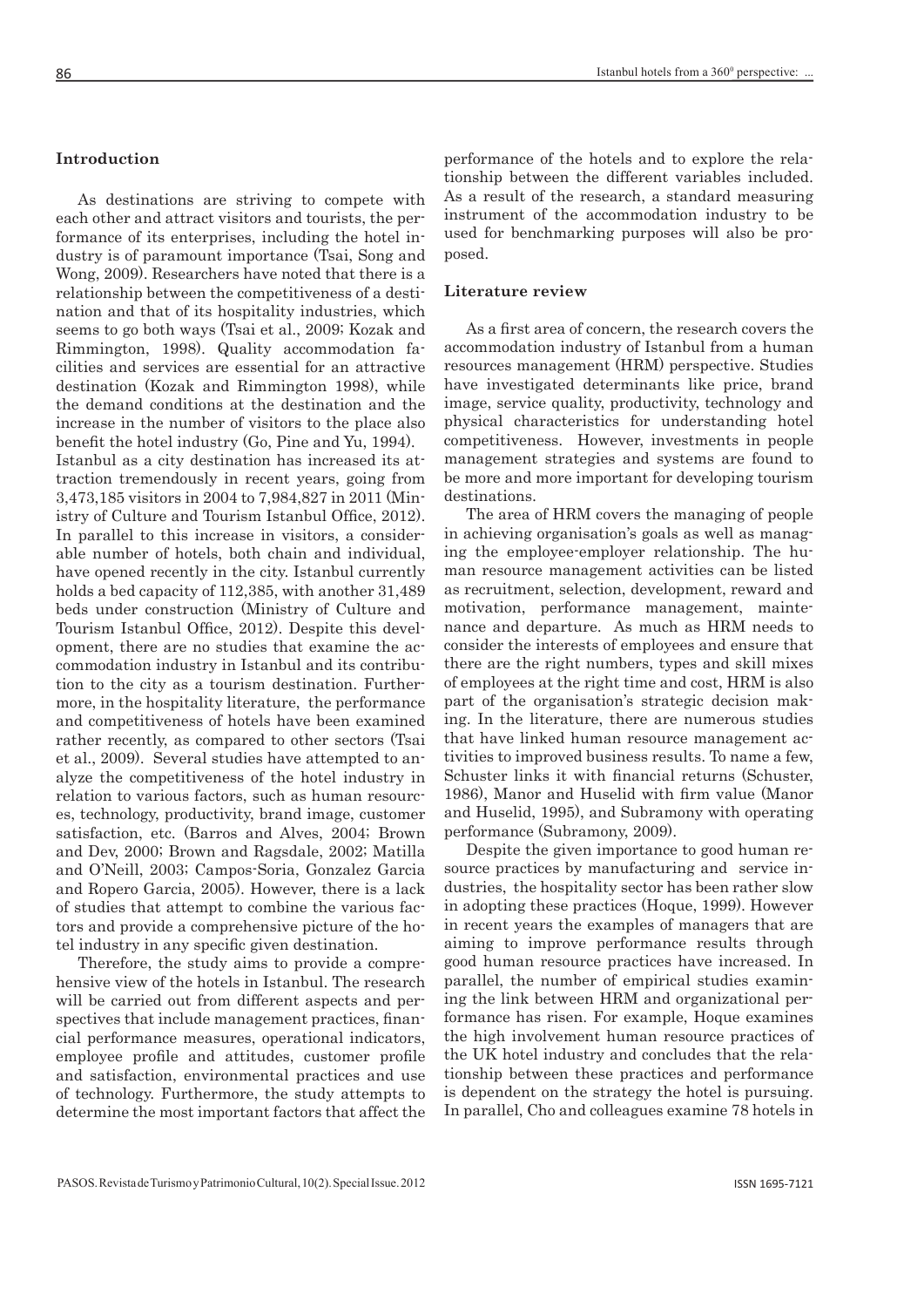## Introduction

As destinations are striving to compete with each other and attract visitors and tourists, the performance of its enterprises, including the hotel industry is of paramount importance (Tsai, Song and Wong, 2009). Researchers have noted that there is a relationship between the competitiveness of a destination and that of its hospitality industries, which seems to go both ways (Tsai et al., 2009; Kozak and Rimmington, 1998). Quality accommodation facilities and services are essential for an attractive destination (Kozak and Rimmington 1998), while the demand conditions at the destination and the increase in the number of visitors to the place also benefit the hotel industry (Go, Pine and Yu, 1994).

Istanbul as a city destination has increased its attraction tremendously in recent years, going from 3,473,185 visitors in 2004 to 7,984,827 in 2011 (Ministry of Culture and Tourism Istanbul Office, 2012). In parallel to this increase in visitors, a considerable number of hotels, both chain and individual, have opened recently in the city. Istanbul currently holds a bed capacity of 112,385, with another 31,489 beds under construction (Ministry of Culture and Tourism Istanbul Office, 2012). Despite this development, there are no studies that examine the accommodation industry in Istanbul and its contribution to the city as a tourism destination. Furthermore, in the hospitality literature, the performance and competitiveness of hotels have been examined rather recently, as compared to other sectors (Tsai et al., 2009). Several studies have attempted to analyze the competitiveness of the hotel industry in relation to various factors, such as human resources, technology, productivity, brand image, customer satisfaction, etc. (Barros and Alves, 2004; Brown and Dev, 2000; Brown and Ragsdale, 2002; Matilla and O'Neill, 2003; Campos-Soria, Gonzalez Garcia and Ropero Garcia, 2005). However, there is a lack of studies that attempt to combine the various factors and provide a comprehensive picture of the hotel industry in any specific given destination.

Therefore, the study aims to provide a comprehensive view of the hotels in Istanbul. The research will be carried out from different aspects and perspectives that include management practices, financial performance measures, operational indicators, employee profile and attitudes, customer profile and satisfaction, environmental practices and use of technology. Furthermore, the study attempts to determine the most important factors that affect the performance of the hotels and to explore the relationship between the different variables included. As a result of the research, a standard measuring instrument of the accommodation industry to be used for benchmarking purposes will also be proposed.

## Literature review

As a first area of concern, the research covers the accommodation industry of Istanbul from a human resources management (HRM) perspective. Studies have investigated determinants like price, brand image, service quality, productivity, technology and physical characteristics for understanding hotel competitiveness. However, investments in people management strategies and systems are found to be more and more important for developing tourism destinations.

The area of HRM covers the managing of people in achieving organisation's goals as well as managing the employee-employer relationship. The human resource management activities can be listed as recruitment, selection, development, reward and motivation, performance management, maintenance and departure. As much as HRM needs to consider the interests of employees and ensure that there are the right numbers, types and skill mixes of employees at the right time and cost, HRM is also part of the organisation's strategic decision making. In the literature, there are numerous studies that have linked human resource management activities to improved business results. To name a few, Schuster links it with financial returns (Schuster, 1986), Manor and Huselid with firm value (Manor and Huselid, 1995), and Subramony with operating performance (Subramony, 2009).

Despite the given importance to good human resource practices by manufacturing and service industries, the hospitality sector has been rather slow in adopting these practices (Hoque, 1999). However in recent years the examples of managers that are aiming to improve performance results through good human resource practices have increased. In parallel, the number of empirical studies examining the link between HRM and organizational performance has risen. For example, Hoque examines the high involvement human resource practices of the UK hotel industry and concludes that the relationship between these practices and performance is dependent on the strategy the hotel is pursuing. In parallel, Cho and colleagues examine 78 hotels in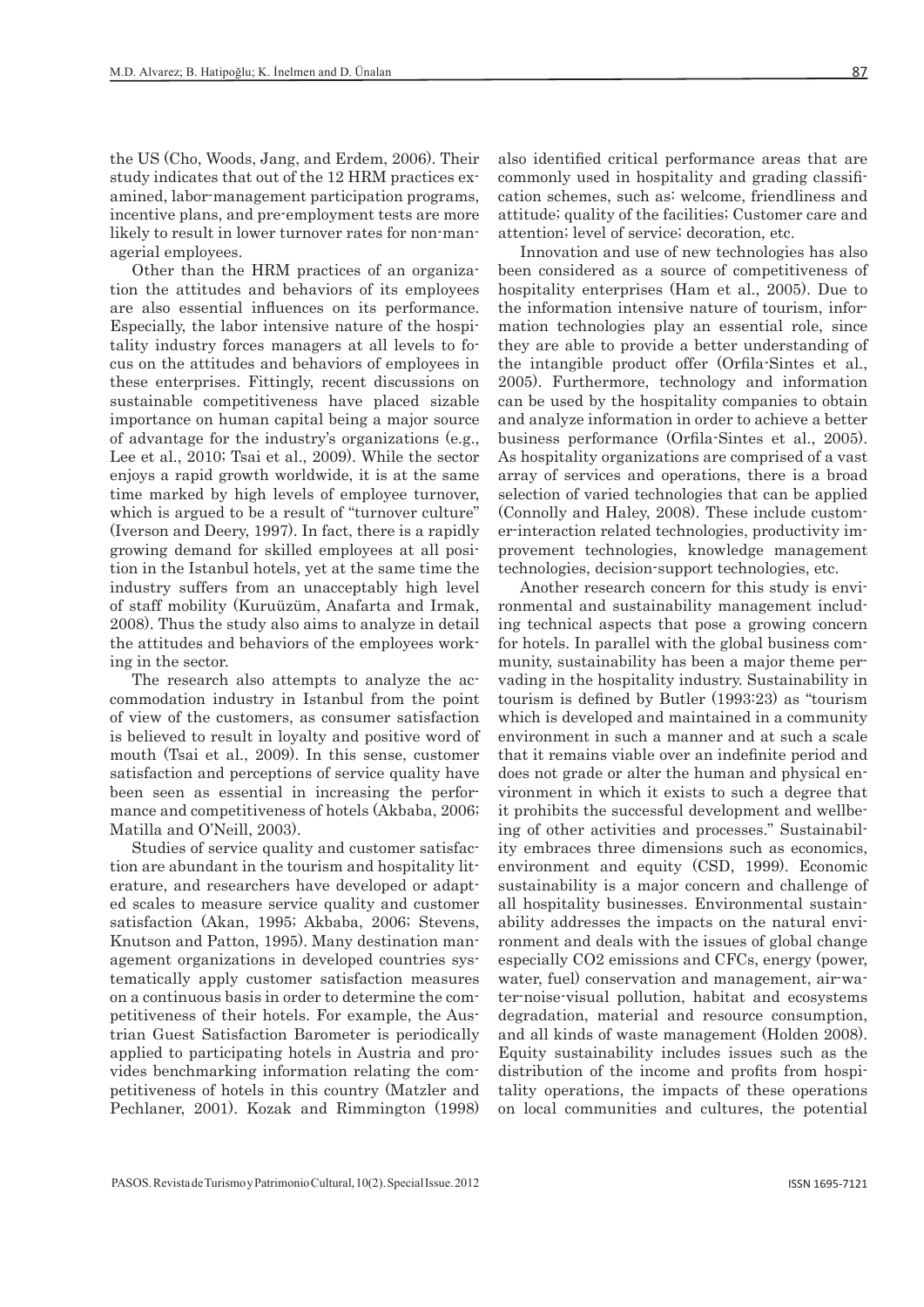the US (Cho, Woods, Jang, and Erdem, 2006). Their study indicates that out of the 12 HRM practices examined, labor-management participation programs, incentive plans, and pre-employment tests are more likely to result in lower turnover rates for non-managerial employees.

Other than the HRM practices of an organization the attitudes and behaviors of its employees are also essential influences on its performance. Especially, the labor intensive nature of the hospitality industry forces managers at all levels to focus on the attitudes and behaviors of employees in these enterprises. Fittingly, recent discussions on sustainable competitiveness have placed sizable importance on human capital being a major source of advantage for the industry's organizations (e.g., Lee et al., 2010; Tsai et al., 2009). While the sector enjoys a rapid growth worldwide, it is at the same time marked by high levels of employee turnover, which is argued to be a result of "turnover culture" (Iverson and Deery, 1997). In fact, there is a rapidly growing demand for skilled employees at all position in the Istanbul hotels, yet at the same time the industry suffers from an unacceptably high level of staff mobility (Kuruüzüm, Anafarta and Irmak, 2008). Thus the study also aims to analyze in detail the attitudes and behaviors of the employees working in the sector.

The research also attempts to analyze the accommodation industry in Istanbul from the point of view of the customers, as consumer satisfaction is believed to result in loyalty and positive word of mouth (Tsai et al., 2009). In this sense, customer satisfaction and perceptions of service quality have been seen as essential in increasing the performance and competitiveness of hotels (Akbaba, 2006; Matilla and O'Neill, 2003).

Studies of service quality and customer satisfaction are abundant in the tourism and hospitality literature, and researchers have developed or adapted scales to measure service quality and customer satisfaction (Akan, 1995; Akbaba, 2006; Stevens, Knutson and Patton, 1995). Many destination management organizations in developed countries systematically apply customer satisfaction measures on a continuous basis in order to determine the competitiveness of their hotels. For example, the Austrian Guest Satisfaction Barometer is periodically applied to participating hotels in Austria and provides benchmarking information relating the competitiveness of hotels in this country (Matzler and Pechlaner, 2001). Kozak and Rimmington (1998) also identified critical performance areas that are commonly used in hospitality and grading classification schemes, such as: welcome, friendliness and attitude; quality of the facilities; Customer care and attention; level of service; decoration, etc.

Innovation and use of new technologies has also been considered as a source of competitiveness of hospitality enterprises (Ham et al., 2005). Due to the information intensive nature of tourism, information technologies play an essential role, since they are able to provide a better understanding of the intangible product offer (Orfila-Sintes et al., 2005). Furthermore, technology and information can be used by the hospitality companies to obtain and analyze information in order to achieve a better business performance (Orfila-Sintes et al., 2005). As hospitality organizations are comprised of a vast array of services and operations, there is a broad selection of varied technologies that can be applied (Connolly and Haley, 2008). These include customer-interaction related technologies, productivity improvement technologies, knowledge management technologies, decision-support technologies, etc.

Another research concern for this study is environmental and sustainability management including technical aspects that pose a growing concern for hotels. In parallel with the global business community, sustainability has been a major theme pervading in the hospitality industry. Sustainability in tourism is defined by Butler (1993:23) as "tourism which is developed and maintained in a community environment in such a manner and at such a scale that it remains viable over an indefinite period and does not grade or alter the human and physical environment in which it exists to such a degree that it prohibits the successful development and wellbeing of other activities and processes." Sustainability embraces three dimensions such as economics, environment and equity (CSD, 1999). Economic sustainability is a major concern and challenge of all hospitality businesses. Environmental sustainability addresses the impacts on the natural environment and deals with the issues of global change especially $CO_2$ emissions and CFCs, energy (power, water, fuel) conservation and management, air-water-noise-visual pollution, habitat and ecosystems degradation, material and resource consumption, and all kinds of waste management (Holden 2008). Equity sustainability includes issues such as the distribution of the income and profits from hospitality operations, the impacts of these operations on local communities and cultures, the potential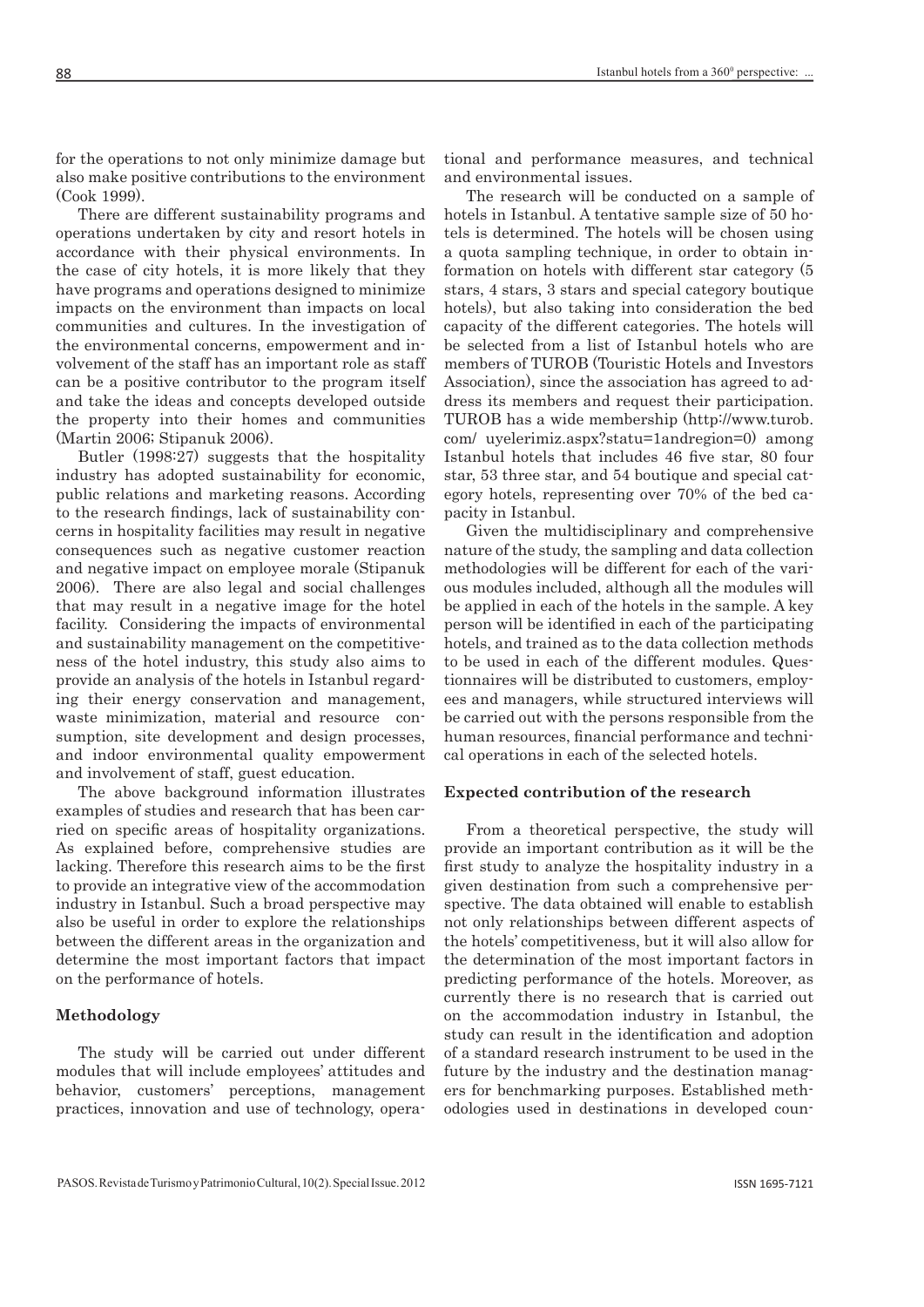for the operations to not only minimize damage but also make positive contributions to the environment (Cook 1999).

There are different sustainability programs and operations undertaken by city and resort hotels in accordance with their physical environments. In the case of city hotels, it is more likely that they have programs and operations designed to minimize impacts on the environment than impacts on local communities and cultures. In the investigation of the environmental concerns, empowerment and involvement of the staff has an important role as staff can be a positive contributor to the program itself and take the ideas and concepts developed outside the property into their homes and communities (Martin 2006; Stipanuk 2006).

Butler (1998:27) suggests that the hospitality industry has adopted sustainability for economic, public relations and marketing reasons. According to the research findings, lack of sustainability concerns in hospitality facilities may result in negative consequences such as negative customer reaction and negative impact on employee morale (Stipanuk 2006). There are also legal and social challenges that may result in a negative image for the hotel facility. Considering the impacts of environmental and sustainability management on the competitiveness of the hotel industry, this study also aims to provide an analysis of the hotels in Istanbul regarding their energy conservation and management, waste minimization, material and resource consumption, site development and design processes, and indoor environmental quality empowerment and involvement of staff, guest education.

The above background information illustrates examples of studies and research that has been carried on specific areas of hospitality organizations. As explained before, comprehensive studies are lacking. Therefore this research aims to be the first to provide an integrative view of the accommodation industry in Istanbul. Such a broad perspective may also be useful in order to explore the relationships between the different areas in the organization and determine the most important factors that impact on the performance of hotels.

**Methodology**

The study will be carried out under different modules that will include employees' attitudes and behavior, customers' perceptions, management practices, innovation and use of technology, operational and performance measures, and technical and environmental issues.

The research will be conducted on a sample of hotels in Istanbul. A tentative sample size of 50 hotels is determined. The hotels will be chosen using a quota sampling technique, in order to obtain information on hotels with different star category (5 stars, 4 stars, 3 stars and special category boutique hotels), but also taking into consideration the bed capacity of the different categories. The hotels will be selected from a list of Istanbul hotels who are members of TUROB (Touristic Hotels and Investors Association), since the association has agreed to address its members and request their participation. TUROB has a wide membership (http://www.turob.com/ uyelerimiz.aspx?statu=1andregion=0) among Istanbul hotels that includes 46 five star, 80 four star, 53 three star, and 54 boutique and special category hotels, representing over 70% of the bed capacity in Istanbul.

Given the multidisciplinary and comprehensive nature of the study, the sampling and data collection methodologies will be different for each of the various modules included, although all the modules will be applied in each of the hotels in the sample. A key person will be identified in each of the participating hotels, and trained as to the data collection methods to be used in each of the different modules. Questionnaires will be distributed to customers, employees and managers, while structured interviews will be carried out with the persons responsible from the human resources, financial performance and technical operations in each of the selected hotels.

**Expected contribution of the research**

From a theoretical perspective, the study will provide an important contribution as it will be the first study to analyze the hospitality industry in a given destination from such a comprehensive perspective. The data obtained will enable to establish not only relationships between different aspects of the hotels' competitiveness, but it will also allow for the determination of the most important factors in predicting performance of the hotels. Moreover, as currently there is no research that is carried out on the accommodation industry in Istanbul, the study can result in the identification and adoption of a standard research instrument to be used in the future by the industry and the destination managers for benchmarking purposes. Established methodologies used in destinations in developed coun-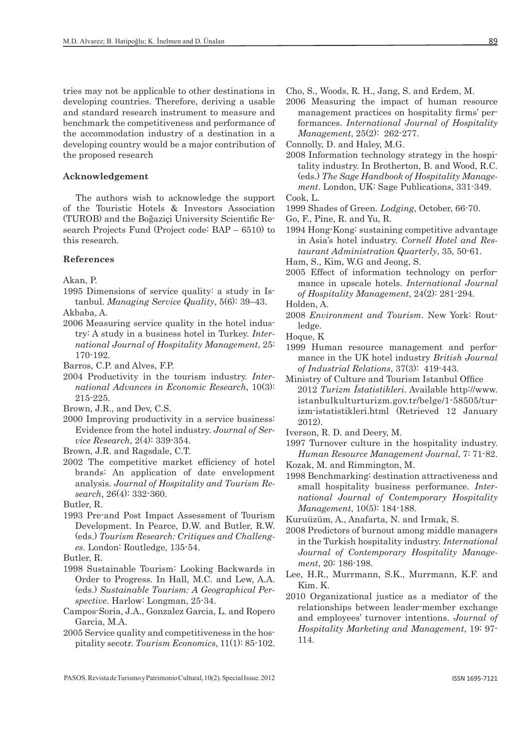tries may not be applicable to other destinations in developing countries. Therefore, deriving a usable and standard research instrument to measure and benchmark the competitiveness and performance of the accommodation industry of a destination in a developing country would be a major contribution of the proposed research

### Acknowledgement

The authors wish to acknowledge the support of the Touristic Hotels & Investors Association (TUROB) and the Boğaziçi University Scientific Research Projects Fund (Project code: BAP – 6510) to this research.

### References

Akan, P.

1995 Dimensions of service quality: a study in Istanbul. *Managing Service Quality*, 5(6): 39–43.

Akbaba, A.

2006 Measuring service quality in the hotel industry: A study in a business hotel in Turkey. *International Journal of Hospitality Management*, 25: 170-192.

Barros, C.P. and Alves, F.P.

2004 Productivity in the tourism industry. *International Advances in Economic Research*, 10(3): 215-225.

Brown, J.R., and Dev, C.S.

2000 Improving productivity in a service business: Evidence from the hotel industry. *Journal of Service Research*, 2(4): 339-354.

Brown, J.R. and Ragsdale, C.T.

2002 The competitive market efficiency of hotel brands: An application of date envelopment analysis. *Journal of Hospitality and Tourism Research*, 26(4): 332-360.

Butler, R.

1993 Pre-and Post Impact Assessment of Tourism Development. In Pearce, D.W. and Butler, R.W. (eds.) *Tourism Research: Critiques and Challenges*. London: Routledge, 135-54.

Butler, R.

1998 Sustainable Tourism: Looking Backwards in Order to Progress. In Hall, M.C. and Lew, A.A. (eds.) *Sustainable Tourism: A Geographical Perspective*. Harlow: Longman, 25-34.

Campos-Soria, J.A., Gonzalez Garcia, L. and Ropero Garcia, M.A.

2005 Service quality and competitiveness in the hospitality secotr. *Tourism Economics*, 11(1): 85-102.

Cho, S., Woods, R. H., Jang, S. and Erdem, M.

2006 Measuring the impact of human resource management practices on hospitality firms' performances. *International Journal of Hospitality Management*, 25(2): 262-277.

Connolly, D. and Haley, M.G.

2008 Information technology strategy in the hospitality industry. In Brotherton, B. and Wood, R.C. (eds.) *The Sage Handbook of Hospitality Management*. London, UK: Sage Publications, 331-349.

Cook, L.

1999 Shades of Green. *Lodging*, October, 66-70.

Go, F., Pine, R. and Yu, R.

1994 Hong-Kong: sustaining competitive advantage in Asia's hotel industry. *Cornell Hotel and Restaurant Administration Quarterly*, 35, 50-61.

Ham, S., Kim, W.G and Jeong, S.

2005 Effect of information technology on performance in upscale hotels. *International Journal of Hospitality Management*, 24(2): 281-294.

Holden, A.

2008 *Environment and Tourism*. New York: Routledge.

Hoque, K

1999 Human resource management and performance in the UK hotel industry *British Journal of Industrial Relations*, 37(3): 419-443.

Ministry of Culture and Tourism Istanbul Office

2012 *Turizm İstatistikleri*. Available http://www.istanbulkulturturizm.gov.tr/belge/1-58505/turizm-istatistikleri.html (Retrieved 12 January 2012).

Iverson, R. D. and Deery, M.

1997 Turnover culture in the hospitality industry. *Human Resource Management Journal*, 7: 71-82.

Kozak, M. and Rimmington, M.

1998 Benchmarking: destination attractiveness and small hospitality business performance. *International Journal of Contemporary Hospitality Management*, 10(5): 184-188.

Kuruüzüm, A., Anafarta, N. and Irmak, S.

2008 Predictors of burnout among middle managers in the Turkish hospitality industry. *International Journal of Contemporary Hospitality Management*, 20: 186-198.

Lee, H.R., Murrmann, S.K., Murrmann, K.F. and Kim. K.

2010 Organizational justice as a mediator of the relationships between leader-member exchange and employees' turnover intentions. *Journal of Hospitality Marketing and Management*, 19: 97-114.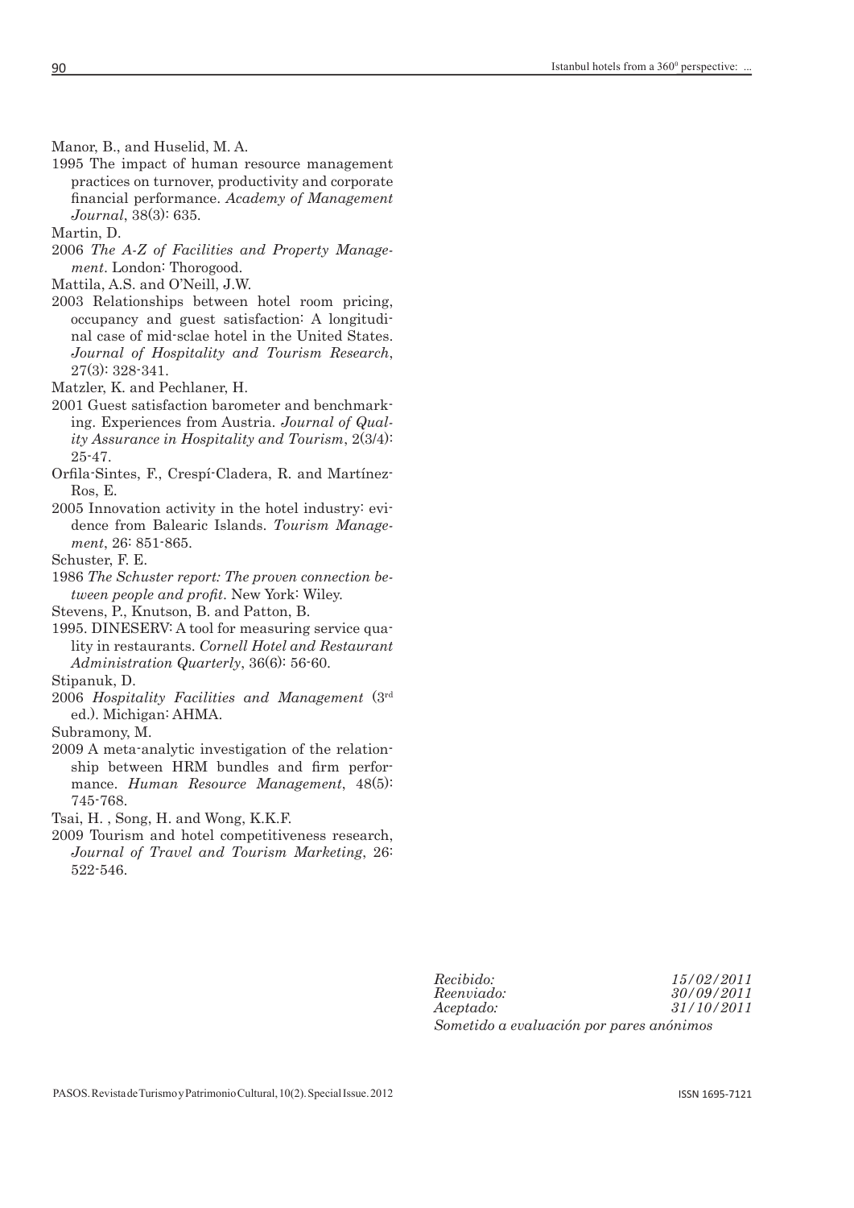Manor, B., and Huselid, M. A.

1995 The impact of human resource management practices on turnover, productivity and corporate financial performance. *Academy of Management Journal*, 38(3): 635.

Martin, D.

2006 *The A-Z of Facilities and Property Management*. London: Thorogood.

Mattila, A.S. and O'Neill, J.W.

2003 Relationships between hotel room pricing, occupancy and guest satisfaction: A longitudinal case of mid-sclae hotel in the United States. *Journal of Hospitality and Tourism Research*, 27(3): 328-341.

Matzler, K. and Pechlaner, H.

2001 Guest satisfaction barometer and benchmarking. Experiences from Austria. *Journal of Quality Assurance in Hospitality and Tourism*, 2(3/4): 25-47.

Orfila-Sintes, F., Crespí-Cladera, R. and Martínez-Ros, E.

2005 Innovation activity in the hotel industry: evidence from Balearic Islands. *Tourism Management*, 26: 851-865.

Schuster, F. E.

1986 *The Schuster report: The proven connection between people and profit*. New York: Wiley.

Stevens, P., Knutson, B. and Patton, B.

1995. DINESERV: A tool for measuring service quality in restaurants. *Cornell Hotel and Restaurant Administration Quarterly*, 36(6): 56-60.

Stipanuk, D.

2006 *Hospitality Facilities and Management* (3rd ed.). Michigan: AHMA.

Subramony, M.

2009 A meta-analytic investigation of the relationship between HRM bundles and firm performance. *Human Resource Management*, 48(5): 745-768.

Tsai, H. , Song, H. and Wong, K.K.F.

2009 Tourism and hotel competitiveness research, *Journal of Travel and Tourism Marketing*, 26: 522-546.

*Recibido: 15/02/2011*
*Reenviado: 30/09/2011*
*Aceptado: 31/10/2011*
*Sometido a evaluación por pares anónimos*